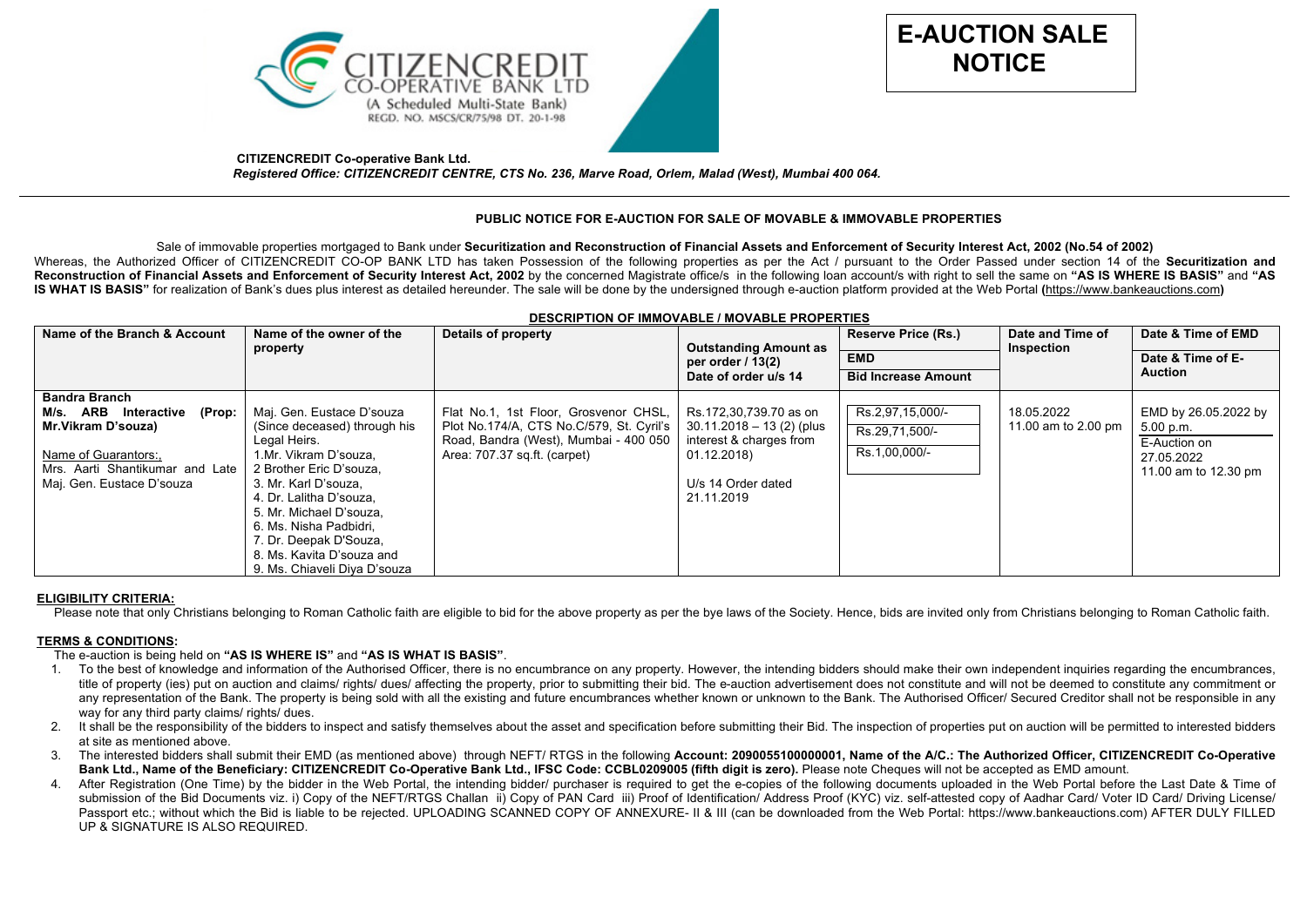CITIZENCREDIT CO-OPERATIVE BANK LTD
(A Scheduled Multi-State Bank)
REGD. NO. MSCS/CR/75/98 DT. 20-1-98

# E-AUCTION SALE NOTICE

**CITIZENCREDIT Co-operative Bank Ltd.**
***Registered Office: CITIZENCREDIT CENTRE, CTS No. 236, Marve Road, Orlem, Malad (West), Mumbai 400 064.***

## PUBLIC NOTICE FOR E-AUCTION FOR SALE OF MOVABLE & IMMOVABLE PROPERTIES

Sale of immovable properties mortgaged to Bank under **Securitization and Reconstruction of Financial Assets and Enforcement of Security Interest Act, 2002 (No.54 of 2002)**
Whereas, the Authorized Officer of CITIZENCREDIT CO-OP BANK LTD has taken Possession of the following properties as per the Act / pursuant to the Order Passed under section 14 of the **Securitization and Reconstruction of Financial Assets and Enforcement of Security Interest Act, 2002** by the concerned Magistrate office/s in the following loan account/s with right to sell the same on **"AS IS WHERE IS BASIS"** and **"AS IS WHAT IS BASIS"** for realization of Bank's dues plus interest as detailed hereunder. The sale will be done by the undersigned through e-auction platform provided at the Web Portal **(**https://www.bankeauctions.com**)**

### DESCRIPTION OF IMMOVABLE / MOVABLE PROPERTIES

| Name of the Branch & Account | Name of the owner of the property | Details of property | Outstanding Amount as per order / 13(2) Date of order u/s 14 | Reserve Price (Rs.) / EMD / Bid Increase Amount | Date and Time of Inspection | Date & Time of EMD / Date & Time of E-Auction |
|---|---|---|---|---|---|---|
| **Bandra Branch** **M/s. ARB Interactive (Prop: Mr.Vikram D'souza)** Name of Guarantors:, Mrs. Aarti Shantikumar and Late Maj. Gen. Eustace D'souza | Maj. Gen. Eustace D'souza (Since deceased) through his Legal Heirs. 1.Mr. Vikram D'souza, 2 Brother Eric D'souza, 3. Mr. Karl D'souza, 4. Dr. Lalitha D'souza, 5. Mr. Michael D'souza, 6. Ms. Nisha Padbidri, 7. Dr. Deepak D'Souza, 8. Ms. Kavita D'souza and 9. Ms. Chiaveli Diya D'souza | Flat No.1, 1st Floor, Grosvenor CHSL, Plot No.174/A, CTS No.C/579, St. Cyril's Road, Bandra (West), Mumbai - 400 050 Area: 707.37 sq.ft. (carpet) | Rs.172,30,739.70 as on 30.11.2018 – 13 (2) (plus interest & charges from 01.12.2018) U/s 14 Order dated 21.11.2019 | Rs.2,97,15,000/- Rs.29,71,500/- Rs.1,00,000/- | 18.05.2022 11.00 am to 2.00 pm | EMD by 26.05.2022 by 5.00 p.m. E-Auction on 27.05.2022 11.00 am to 12.30 pm |

**ELIGIBILITY CRITERIA:**

Please note that only Christians belonging to Roman Catholic faith are eligible to bid for the above property as per the bye laws of the Society. Hence, bids are invited only from Christians belonging to Roman Catholic faith.

**TERMS & CONDITIONS:**

The e-auction is being held on **"AS IS WHERE IS"** and **"AS IS WHAT IS BASIS"**.

1. To the best of knowledge and information of the Authorised Officer, there is no encumbrance on any property. However, the intending bidders should make their own independent inquiries regarding the encumbrances, title of property (ies) put on auction and claims/ rights/ dues/ affecting the property, prior to submitting their bid. The e-auction advertisement does not constitute and will not be deemed to constitute any commitment or any representation of the Bank. The property is being sold with all the existing and future encumbrances whether known or unknown to the Bank. The Authorised Officer/ Secured Creditor shall not be responsible in any way for any third party claims/ rights/ dues.
2. It shall be the responsibility of the bidders to inspect and satisfy themselves about the asset and specification before submitting their Bid. The inspection of properties put on auction will be permitted to interested bidders at site as mentioned above.
3. The interested bidders shall submit their EMD (as mentioned above) through NEFT/ RTGS in the following **Account: 2090055100000001, Name of the A/C.: The Authorized Officer, CITIZENCREDIT Co-Operative Bank Ltd., Name of the Beneficiary: CITIZENCREDIT Co-Operative Bank Ltd., IFSC Code: CCBL0209005 (fifth digit is zero).** Please note Cheques will not be accepted as EMD amount.
4. After Registration (One Time) by the bidder in the Web Portal, the intending bidder/ purchaser is required to get the e-copies of the following documents uploaded in the Web Portal before the Last Date & Time of submission of the Bid Documents viz. i) Copy of the NEFT/RTGS Challan ii) Copy of PAN Card iii) Proof of Identification/ Address Proof (KYC) viz. self-attested copy of Aadhar Card/ Voter ID Card/ Driving License/ Passport etc.; without which the Bid is liable to be rejected. UPLOADING SCANNED COPY OF ANNEXURE- II & III (can be downloaded from the Web Portal: https://www.bankeauctions.com) AFTER DULY FILLED UP & SIGNATURE IS ALSO REQUIRED.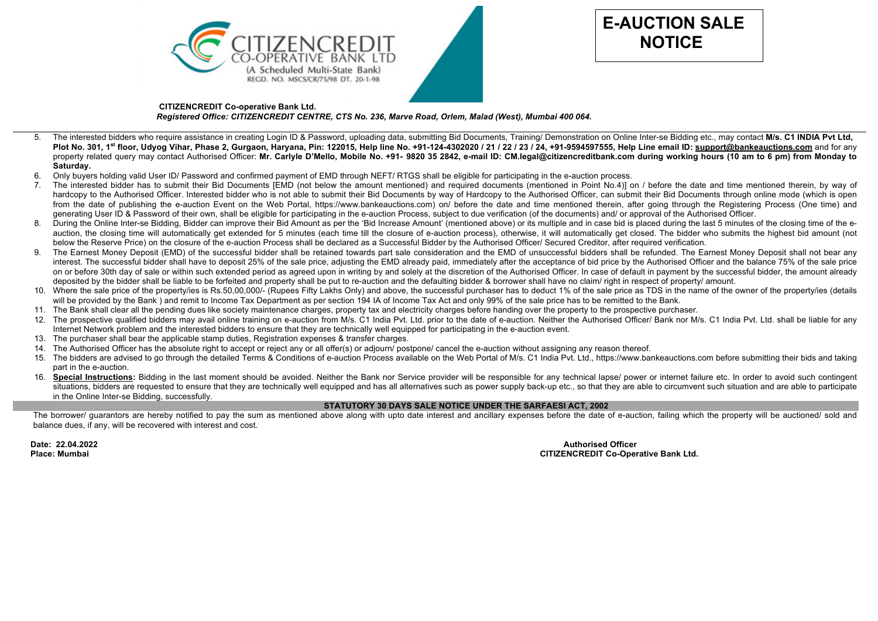# E-AUCTION SALE NOTICE

CITIZENCREDIT CO-OPERATIVE BANK LTD
(A Scheduled Multi-State Bank)
REGD. NO. MSCS/CR/75/98 DT. 20-1-98

**CITIZENCREDIT Co-operative Bank Ltd.**
***Registered Office: CITIZENCREDIT CENTRE, CTS No. 236, Marve Road, Orlem, Malad (West), Mumbai 400 064.***

5. The interested bidders who require assistance in creating Login ID & Password, uploading data, submitting Bid Documents, Training/ Demonstration on Online Inter-se Bidding etc., may contact **M/s. C1 INDIA Pvt Ltd, Plot No. 301, 1st floor, Udyog Vihar, Phase 2, Gurgaon, Haryana, Pin: 122015, Help line No. +91-124-4302020 / 21 / 22 / 23 / 24, +91-9594597555, Help Line email ID: support@bankeauctions.com** and for any property related query may contact Authorised Officer: **Mr. Carlyle D'Mello, Mobile No. +91- 9820 35 2842, e-mail ID: CM.legal@citizencreditbank.com during working hours (10 am to 6 pm) from Monday to Saturday.**
6. Only buyers holding valid User ID/ Password and confirmed payment of EMD through NEFT/ RTGS shall be eligible for participating in the e-auction process.
7. The interested bidder has to submit their Bid Documents [EMD (not below the amount mentioned) and required documents (mentioned in Point No.4)] on / before the date and time mentioned therein, by way of hardcopy to the Authorised Officer. Interested bidder who is not able to submit their Bid Documents by way of Hardcopy to the Authorised Officer, can submit their Bid Documents through online mode (which is open from the date of publishing the e-auction Event on the Web Portal, https://www.bankeauctions.com) on/ before the date and time mentioned therein, after going through the Registering Process (One time) and generating User ID & Password of their own, shall be eligible for participating in the e-auction Process, subject to due verification (of the documents) and/ or approval of the Authorised Officer.
8. During the Online Inter-se Bidding, Bidder can improve their Bid Amount as per the 'Bid Increase Amount' (mentioned above) or its multiple and in case bid is placed during the last 5 minutes of the closing time of the e-auction, the closing time will automatically get extended for 5 minutes (each time till the closure of e-auction process), otherwise, it will automatically get closed. The bidder who submits the highest bid amount (not below the Reserve Price) on the closure of the e-auction Process shall be declared as a Successful Bidder by the Authorised Officer/ Secured Creditor, after required verification.
9. The Earnest Money Deposit (EMD) of the successful bidder shall be retained towards part sale consideration and the EMD of unsuccessful bidders shall be refunded. The Earnest Money Deposit shall not bear any interest. The successful bidder shall have to deposit 25% of the sale price, adjusting the EMD already paid, immediately after the acceptance of bid price by the Authorised Officer and the balance 75% of the sale price on or before 30th day of sale or within such extended period as agreed upon in writing by and solely at the discretion of the Authorised Officer. In case of default in payment by the successful bidder, the amount already deposited by the bidder shall be liable to be forfeited and property shall be put to re-auction and the defaulting bidder & borrower shall have no claim/ right in respect of property/ amount.
10. Where the sale price of the property/ies is Rs.50,00,000/- (Rupees Fifty Lakhs Only) and above, the successful purchaser has to deduct 1% of the sale price as TDS in the name of the owner of the property/ies (details will be provided by the Bank ) and remit to Income Tax Department as per section 194 IA of Income Tax Act and only 99% of the sale price has to be remitted to the Bank.
11. The Bank shall clear all the pending dues like society maintenance charges, property tax and electricity charges before handing over the property to the prospective purchaser.
12. The prospective qualified bidders may avail online training on e-auction from M/s. C1 India Pvt. Ltd. prior to the date of e-auction. Neither the Authorised Officer/ Bank nor M/s. C1 India Pvt. Ltd. shall be liable for any Internet Network problem and the interested bidders to ensure that they are technically well equipped for participating in the e-auction event.
13. The purchaser shall bear the applicable stamp duties, Registration expenses & transfer charges.
14. The Authorised Officer has the absolute right to accept or reject any or all offer(s) or adjourn/ postpone/ cancel the e-auction without assigning any reason thereof.
15. The bidders are advised to go through the detailed Terms & Conditions of e-auction Process available on the Web Portal of M/s. C1 India Pvt. Ltd., https://www.bankeauctions.com before submitting their bids and taking part in the e-auction.
16. **Special Instructions:** Bidding in the last moment should be avoided. Neither the Bank nor Service provider will be responsible for any technical lapse/ power or internet failure etc. In order to avoid such contingent situations, bidders are requested to ensure that they are technically well equipped and has all alternatives such as power supply back-up etc., so that they are able to circumvent such situation and are able to participate in the Online Inter-se Bidding, successfully.

**STATUTORY 30 DAYS SALE NOTICE UNDER THE SARFAESI ACT, 2002**

The borrower/ guarantors are hereby notified to pay the sum as mentioned above along with upto date interest and ancillary expenses before the date of e-auction, failing which the property will be auctioned/ sold and balance dues, if any, will be recovered with interest and cost.

**Date: 22.04.2022**
**Place: Mumbai**

**Authorised Officer**
**CITIZENCREDIT Co-Operative Bank Ltd.**